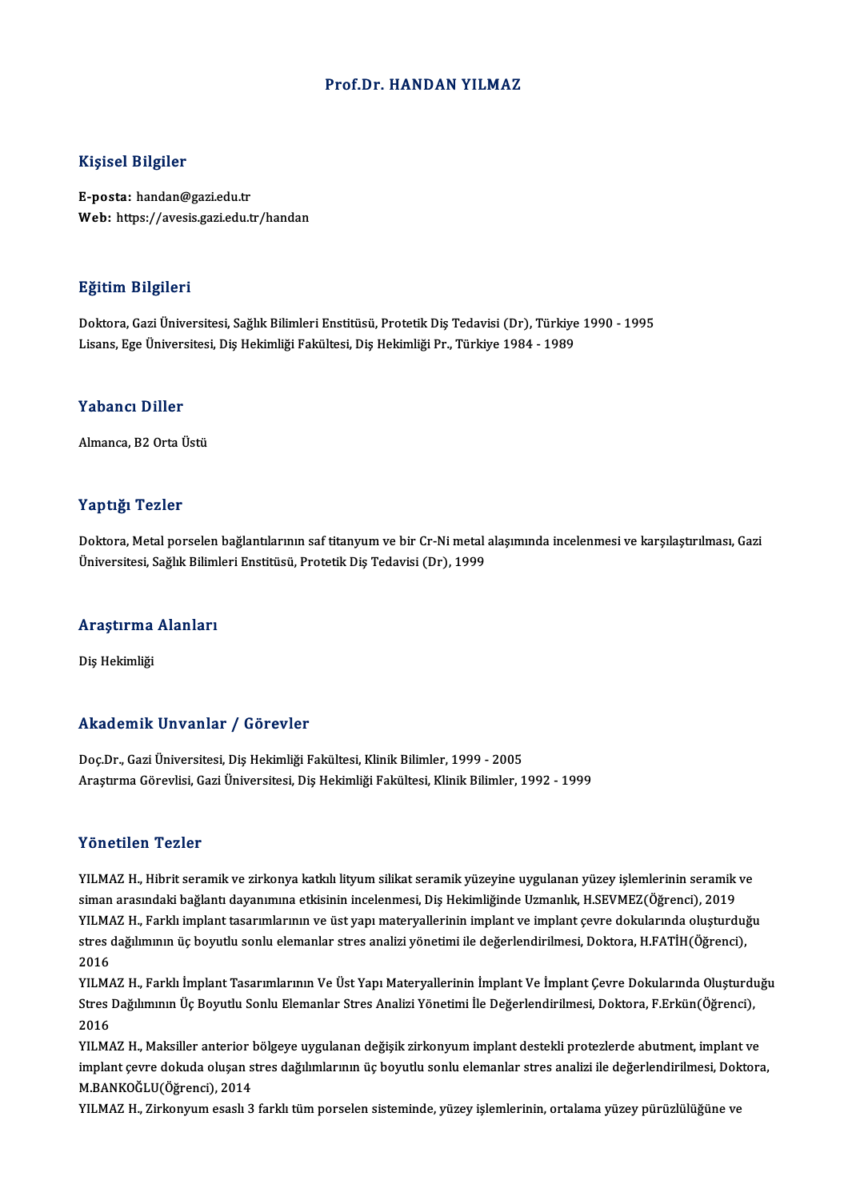# Prof.Dr. HANDAN YILMAZ

## Kişisel Bilgiler

**E-posta:** handan@gazi.edu.tr
**Web:** https://avesis.gazi.edu.tr/handan

## Eğitim Bilgileri

Doktora, Gazi Üniversitesi, Sağlık Bilimleri Enstitüsü, Protetik Diş Tedavisi (Dr), Türkiye 1990 - 1995
Lisans, Ege Üniversitesi, Diş Hekimliği Fakültesi, Diş Hekimliği Pr., Türkiye 1984 - 1989

## Yabancı Diller

Almanca, B2 Orta Üstü

## Yaptığı Tezler

Doktora, Metal porselen bağlantılarının saf titanyum ve bir Cr-Ni metal alaşımında incelenmesi ve karşılaştırılması, Gazi Üniversitesi, Sağlık Bilimleri Enstitüsü, Protetik Diş Tedavisi (Dr), 1999

## Araştırma Alanları

Diş Hekimliği

## Akademik Unvanlar / Görevler

Doç.Dr., Gazi Üniversitesi, Diş Hekimliği Fakültesi, Klinik Bilimler, 1999 - 2005
Araştırma Görevlisi, Gazi Üniversitesi, Diş Hekimliği Fakültesi, Klinik Bilimler, 1992 - 1999

## Yönetilen Tezler

YILMAZ H., Hibrit seramik ve zirkonya katkılı lityum silikat seramik yüzeyine uygulanan yüzey işlemlerinin seramik ve siman arasındaki bağlantı dayanımına etkisinin incelenmesi, Diş Hekimliğinde Uzmanlık, H.SEVMEZ(Öğrenci), 2019

YILMAZ H., Farklı implant tasarımlarının ve üst yapı materyallerinin implant ve implant çevre dokularında oluşturduğu stres dağılımının üç boyutlu sonlu elemanlar stres analizi yönetimi ile değerlendirilmesi, Doktora, H.FATİH(Öğrenci), 2016

YILMAZ H., Farklı İmplant Tasarımlarının Ve Üst Yapı Materyallerinin İmplant Ve İmplant Çevre Dokularında Oluşturduğu Stres Dağılımının Üç Boyutlu Sonlu Elemanlar Stres Analizi Yönetimi İle Değerlendirilmesi, Doktora, F.Erkün(Öğrenci), 2016

YILMAZ H., Maksiller anterior bölgeye uygulanan değişik zirkonyum implant destekli protezlerde abutment, implant ve implant çevre dokuda oluşan stres dağılımlarının üç boyutlu sonlu elemanlar stres analizi ile değerlendirilmesi, Doktora, M.BANKOĞLU(Öğrenci), 2014

YILMAZ H., Zirkonyum esaslı 3 farklı tüm porselen sisteminde, yüzey işlemlerinin, ortalama yüzey pürüzlülüğüne ve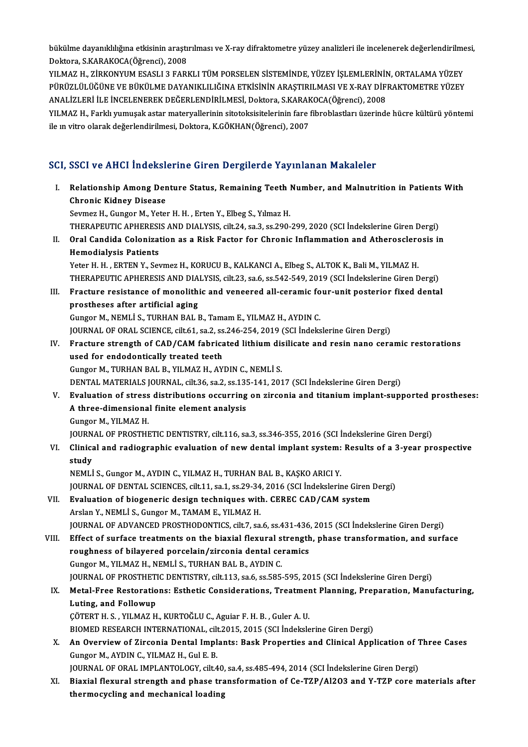bükülme dayanıklılığına etkisinin araştırılması ve X-ray difraktometre yüzey analizleri ile incelenerek değerlendirilmesi, Doktora, S.KARAKOCA(Öğrenci), 2008

YILMAZ H., ZİRKONYUM ESASLI 3 FARKLI TÜM PORSELEN SİSTEMİNDE, YÜZEY İŞLEMLERİNİN, ORTALAMA YÜZEY PÜRÜZLÜLÜĞÜNE VE BÜKÜLME DAYANIKLILIĞINA ETKİSİNİN ARAŞTIRILMASI VE X-RAY DİFRAKTOMETRE YÜZEY ANALİZLERİ İLE İNCELENEREK DEĞERLENDİRİLMESİ, Doktora, S.KARAKOCA(Öğrenci), 2008

YILMAZ H., Farklı yumuşak astar materyallerinin sitotoksisitelerinin fare fibroblastları üzerinde hücre kültürü yöntemi ile ın vitro olarak değerlendirilmesi, Doktora, K.GÖKHAN(Öğrenci), 2007

## SCI, SSCI ve AHCI İndekslerine Giren Dergilerde Yayınlanan Makaleler

I. **Relationship Among Denture Status, Remaining Teeth Number, and Malnutrition in Patients With Chronic Kidney Disease**
   Sevmez H., Gungor M., Yeter H. H. , Erten Y., Elbeg S., Yılmaz H.
   THERAPEUTIC APHERESIS AND DIALYSIS, cilt.24, sa.3, ss.290-299, 2020 (SCI İndekslerine Giren Dergi)

II. **Oral Candida Colonization as a Risk Factor for Chronic Inflammation and Atherosclerosis in Hemodialysis Patients**
   Yeter H. H. , ERTEN Y., Sevmez H., KORUCU B., KALKANCI A., Elbeg S., ALTOK K., Bali M., YILMAZ H.
   THERAPEUTIC APHERESIS AND DIALYSIS, cilt.23, sa.6, ss.542-549, 2019 (SCI İndekslerine Giren Dergi)

III. **Fracture resistance of monolithic and veneered all-ceramic four-unit posterior fixed dental prostheses after artificial aging**
   Gungor M., NEMLİ S., TURHAN BAL B., Tamam E., YILMAZ H., AYDIN C.
   JOURNAL OF ORAL SCIENCE, cilt.61, sa.2, ss.246-254, 2019 (SCI İndekslerine Giren Dergi)

IV. **Fracture strength of CAD/CAM fabricated lithium disilicate and resin nano ceramic restorations used for endodontically treated teeth**
   Gungor M., TURHAN BAL B., YILMAZ H., AYDIN C., NEMLİ S.
   DENTAL MATERIALS JOURNAL, cilt.36, sa.2, ss.135-141, 2017 (SCI İndekslerine Giren Dergi)

V. **Evaluation of stress distributions occurring on zirconia and titanium implant-supported prostheses: A three-dimensional finite element analysis**
   Gungor M., YILMAZ H.
   JOURNAL OF PROSTHETIC DENTISTRY, cilt.116, sa.3, ss.346-355, 2016 (SCI İndekslerine Giren Dergi)

VI. **Clinical and radiographic evaluation of new dental implant system: Results of a 3-year prospective study**
   NEMLİ S., Gungor M., AYDIN C., YILMAZ H., TURHAN BAL B., KAŞKO ARICI Y.
   JOURNAL OF DENTAL SCIENCES, cilt.11, sa.1, ss.29-34, 2016 (SCI İndekslerine Giren Dergi)

VII. **Evaluation of biogeneric design techniques with. CEREC CAD/CAM system**
   Arslan Y., NEMLİ S., Gungor M., TAMAM E., YILMAZ H.
   JOURNAL OF ADVANCED PROSTHODONTICS, cilt.7, sa.6, ss.431-436, 2015 (SCI İndekslerine Giren Dergi)

VIII. **Effect of surface treatments on the biaxial flexural strength, phase transformation, and surface roughness of bilayered porcelain/zirconia dental ceramics**
   Gungor M., YILMAZ H., NEMLİ S., TURHAN BAL B., AYDIN C.
   JOURNAL OF PROSTHETIC DENTISTRY, cilt.113, sa.6, ss.585-595, 2015 (SCI İndekslerine Giren Dergi)

IX. **Metal-Free Restorations: Esthetic Considerations, Treatment Planning, Preparation, Manufacturing, Luting, and Followup**
   ÇÖTERT H. S. , YILMAZ H., KURTOĞLU C., Aguiar F. H. B. , Guler A. U.
   BIOMED RESEARCH INTERNATIONAL, cilt.2015, 2015 (SCI İndekslerine Giren Dergi)

X. **An Overview of Zirconia Dental Implants: Bask Properties and Clinical Application of Three Cases**
   Gungor M., AYDIN C., YILMAZ H., Gul E. B.
   JOURNAL OF ORAL IMPLANTOLOGY, cilt.40, sa.4, ss.485-494, 2014 (SCI İndekslerine Giren Dergi)

XI. **Biaxial flexural strength and phase transformation of Ce-TZP/Al2O3 and Y-TZP core materials after thermocycling and mechanical loading**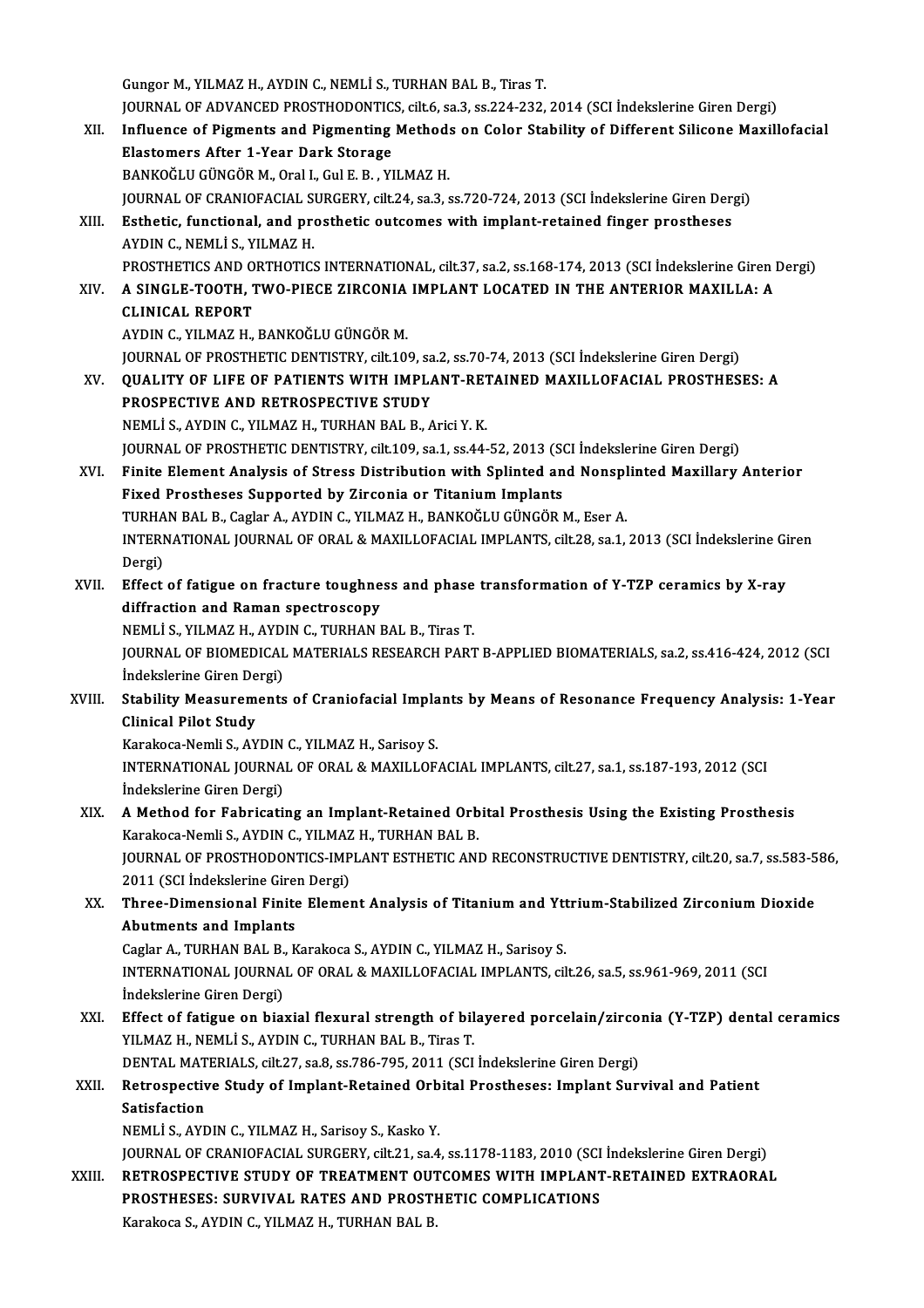Gungor M., YILMAZ H., AYDIN C., NEMLİ S., TURHAN BAL B., Tiras T.
JOURNAL OF ADVANCED PROSTHODONTICS, cilt.6, sa.3, ss.224-232, 2014 (SCI İndekslerine Giren Dergi)

XII. **Influence of Pigments and Pigmenting Methods on Color Stability of Different Silicone Maxillofacial Elastomers After 1-Year Dark Storage**
BANKOĞLU GÜNGÖR M., Oral I., Gul E. B. , YILMAZ H.
JOURNAL OF CRANIOFACIAL SURGERY, cilt.24, sa.3, ss.720-724, 2013 (SCI İndekslerine Giren Dergi)

XIII. **Esthetic, functional, and prosthetic outcomes with implant-retained finger prostheses**
AYDIN C., NEMLİ S., YILMAZ H.
PROSTHETICS AND ORTHOTICS INTERNATIONAL, cilt.37, sa.2, ss.168-174, 2013 (SCI İndekslerine Giren Dergi)

XIV. **A SINGLE-TOOTH, TWO-PIECE ZIRCONIA IMPLANT LOCATED IN THE ANTERIOR MAXILLA: A CLINICAL REPORT**
AYDIN C., YILMAZ H., BANKOĞLU GÜNGÖR M.
JOURNAL OF PROSTHETIC DENTISTRY, cilt.109, sa.2, ss.70-74, 2013 (SCI İndekslerine Giren Dergi)

XV. **QUALITY OF LIFE OF PATIENTS WITH IMPLANT-RETAINED MAXILLOFACIAL PROSTHESES: A PROSPECTIVE AND RETROSPECTIVE STUDY**
NEMLİ S., AYDIN C., YILMAZ H., TURHAN BAL B., Arici Y. K.
JOURNAL OF PROSTHETIC DENTISTRY, cilt.109, sa.1, ss.44-52, 2013 (SCI İndekslerine Giren Dergi)

XVI. **Finite Element Analysis of Stress Distribution with Splinted and Nonsplinted Maxillary Anterior Fixed Prostheses Supported by Zirconia or Titanium Implants**
TURHAN BAL B., Caglar A., AYDIN C., YILMAZ H., BANKOĞLU GÜNGÖR M., Eser A.
INTERNATIONAL JOURNAL OF ORAL & MAXILLOFACIAL IMPLANTS, cilt.28, sa.1, 2013 (SCI İndekslerine Giren Dergi)

XVII. **Effect of fatigue on fracture toughness and phase transformation of Y-TZP ceramics by X-ray diffraction and Raman spectroscopy**
NEMLİ S., YILMAZ H., AYDIN C., TURHAN BAL B., Tiras T.
JOURNAL OF BIOMEDICAL MATERIALS RESEARCH PART B-APPLIED BIOMATERIALS, sa.2, ss.416-424, 2012 (SCI İndekslerine Giren Dergi)

XVIII. **Stability Measurements of Craniofacial Implants by Means of Resonance Frequency Analysis: 1-Year Clinical Pilot Study**
Karakoca-Nemli S., AYDIN C., YILMAZ H., Sarisoy S.
INTERNATIONAL JOURNAL OF ORAL & MAXILLOFACIAL IMPLANTS, cilt.27, sa.1, ss.187-193, 2012 (SCI İndekslerine Giren Dergi)

XIX. **A Method for Fabricating an Implant-Retained Orbital Prosthesis Using the Existing Prosthesis**
Karakoca-Nemli S., AYDIN C., YILMAZ H., TURHAN BAL B.
JOURNAL OF PROSTHODONTICS-IMPLANT ESTHETIC AND RECONSTRUCTIVE DENTISTRY, cilt.20, sa.7, ss.583-586, 2011 (SCI İndekslerine Giren Dergi)

XX. **Three-Dimensional Finite Element Analysis of Titanium and Yttrium-Stabilized Zirconium Dioxide Abutments and Implants**
Caglar A., TURHAN BAL B., Karakoca S., AYDIN C., YILMAZ H., Sarisoy S.
INTERNATIONAL JOURNAL OF ORAL & MAXILLOFACIAL IMPLANTS, cilt.26, sa.5, ss.961-969, 2011 (SCI İndekslerine Giren Dergi)

XXI. **Effect of fatigue on biaxial flexural strength of bilayered porcelain/zirconia (Y-TZP) dental ceramics**
YILMAZ H., NEMLİ S., AYDIN C., TURHAN BAL B., Tiras T.
DENTAL MATERIALS, cilt.27, sa.8, ss.786-795, 2011 (SCI İndekslerine Giren Dergi)

XXII. **Retrospective Study of Implant-Retained Orbital Prostheses: Implant Survival and Patient Satisfaction**
NEMLİ S., AYDIN C., YILMAZ H., Sarisoy S., Kasko Y.
JOURNAL OF CRANIOFACIAL SURGERY, cilt.21, sa.4, ss.1178-1183, 2010 (SCI İndekslerine Giren Dergi)

XXIII. **RETROSPECTIVE STUDY OF TREATMENT OUTCOMES WITH IMPLANT-RETAINED EXTRAORAL PROSTHESES: SURVIVAL RATES AND PROSTHETIC COMPLICATIONS**
Karakoca S., AYDIN C., YILMAZ H., TURHAN BAL B.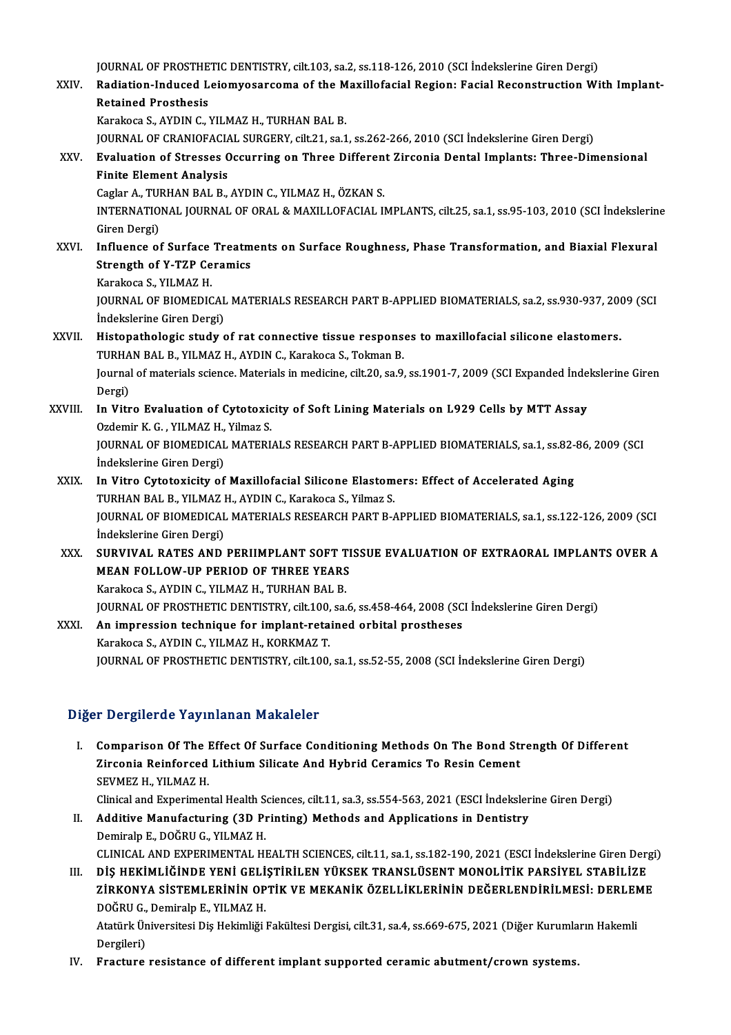JOURNAL OF PROSTHETIC DENTISTRY, cilt.103, sa.2, ss.118-126, 2010 (SCI İndekslerine Giren Dergi)

XXIV. **Radiation-Induced Leiomyosarcoma of the Maxillofacial Region: Facial Reconstruction With Implant-Retained Prosthesis**
Karakoca S., AYDIN C., YILMAZ H., TURHAN BAL B.
JOURNAL OF CRANIOFACIAL SURGERY, cilt.21, sa.1, ss.262-266, 2010 (SCI İndekslerine Giren Dergi)

XXV. **Evaluation of Stresses Occurring on Three Different Zirconia Dental Implants: Three-Dimensional Finite Element Analysis**
Caglar A., TURHAN BAL B., AYDIN C., YILMAZ H., ÖZKAN S.
INTERNATIONAL JOURNAL OF ORAL & MAXILLOFACIAL IMPLANTS, cilt.25, sa.1, ss.95-103, 2010 (SCI İndekslerine Giren Dergi)

XXVI. **Influence of Surface Treatments on Surface Roughness, Phase Transformation, and Biaxial Flexural Strength of Y-TZP Ceramics**
Karakoca S., YILMAZ H.
JOURNAL OF BIOMEDICAL MATERIALS RESEARCH PART B-APPLIED BIOMATERIALS, sa.2, ss.930-937, 2009 (SCI İndekslerine Giren Dergi)

XXVII. **Histopathologic study of rat connective tissue responses to maxillofacial silicone elastomers.**
TURHAN BAL B., YILMAZ H., AYDIN C., Karakoca S., Tokman B.
Journal of materials science. Materials in medicine, cilt.20, sa.9, ss.1901-7, 2009 (SCI Expanded İndekslerine Giren Dergi)

XXVIII. **In Vitro Evaluation of Cytotoxicity of Soft Lining Materials on L929 Cells by MTT Assay**
Ozdemir K. G. , YILMAZ H., Yilmaz S.
JOURNAL OF BIOMEDICAL MATERIALS RESEARCH PART B-APPLIED BIOMATERIALS, sa.1, ss.82-86, 2009 (SCI İndekslerine Giren Dergi)

XXIX. **In Vitro Cytotoxicity of Maxillofacial Silicone Elastomers: Effect of Accelerated Aging**
TURHAN BAL B., YILMAZ H., AYDIN C., Karakoca S., Yilmaz S.
JOURNAL OF BIOMEDICAL MATERIALS RESEARCH PART B-APPLIED BIOMATERIALS, sa.1, ss.122-126, 2009 (SCI İndekslerine Giren Dergi)

XXX. **SURVIVAL RATES AND PERIIMPLANT SOFT TISSUE EVALUATION OF EXTRAORAL IMPLANTS OVER A MEAN FOLLOW-UP PERIOD OF THREE YEARS**
Karakoca S., AYDIN C., YILMAZ H., TURHAN BAL B.
JOURNAL OF PROSTHETIC DENTISTRY, cilt.100, sa.6, ss.458-464, 2008 (SCI İndekslerine Giren Dergi)

XXXI. **An impression technique for implant-retained orbital prostheses**
Karakoca S., AYDIN C., YILMAZ H., KORKMAZ T.
JOURNAL OF PROSTHETIC DENTISTRY, cilt.100, sa.1, ss.52-55, 2008 (SCI İndekslerine Giren Dergi)

## Diğer Dergilerde Yayınlanan Makaleler

I. **Comparison Of The Effect Of Surface Conditioning Methods On The Bond Strength Of Different Zirconia Reinforced Lithium Silicate And Hybrid Ceramics To Resin Cement**
SEVMEZ H., YILMAZ H.
Clinical and Experimental Health Sciences, cilt.11, sa.3, ss.554-563, 2021 (ESCI İndekslerine Giren Dergi)

II. **Additive Manufacturing (3D Printing) Methods and Applications in Dentistry**
Demiralp E., DOĞRU G., YILMAZ H.
CLINICAL AND EXPERIMENTAL HEALTH SCIENCES, cilt.11, sa.1, ss.182-190, 2021 (ESCI İndekslerine Giren Dergi)

III. **DİŞ HEKİMLİĞİNDE YENİ GELİŞTİRİLEN YÜKSEK TRANSLÜSENT MONOLİTİK PARSİYEL STABİLİZE ZİRKONYA SİSTEMLERİNİN OPTİK VE MEKANİK ÖZELLİKLERİNİN DEĞERLENDİRİLMESİ: DERLEME**
DOĞRU G., Demiralp E., YILMAZ H.
Atatürk Üniversitesi Diş Hekimliği Fakültesi Dergisi, cilt.31, sa.4, ss.669-675, 2021 (Diğer Kurumların Hakemli Dergileri)

IV. **Fracture resistance of different implant supported ceramic abutment/crown systems.**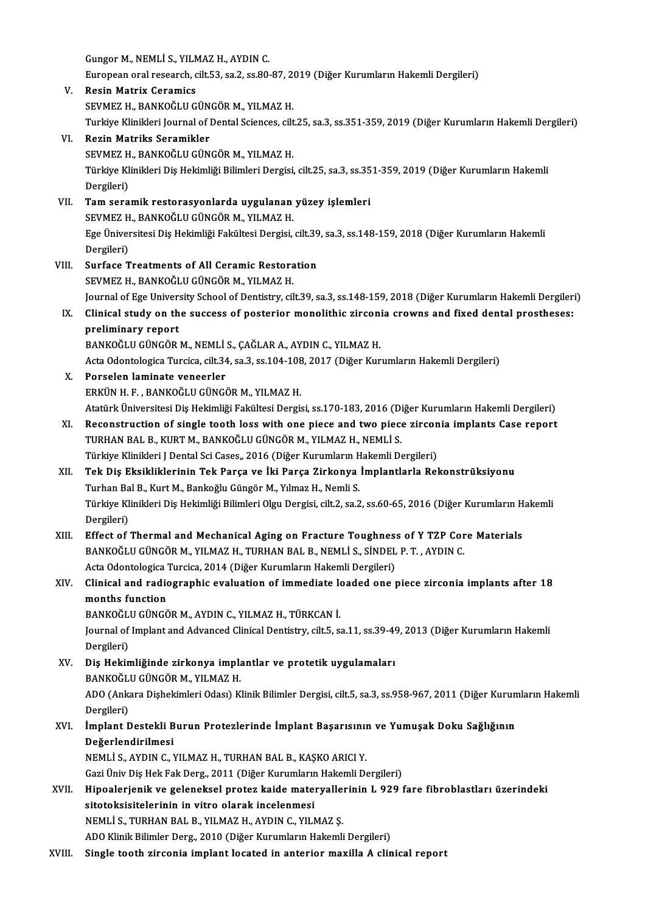Gungor M., NEMLİ S., YILMAZ H., AYDIN C.
European oral research, cilt.53, sa.2, ss.80-87, 2019 (Diğer Kurumların Hakemli Dergileri)

V. **Resin Matrix Ceramics**
SEVMEZ H., BANKOĞLU GÜNGÖR M., YILMAZ H.
Turkiye Klinikleri Journal of Dental Sciences, cilt.25, sa.3, ss.351-359, 2019 (Diğer Kurumların Hakemli Dergileri)

VI. **Rezin Matriks Seramikler**
SEVMEZ H., BANKOĞLU GÜNGÖR M., YILMAZ H.
Türkiye Klinikleri Diş Hekimliği Bilimleri Dergisi, cilt.25, sa.3, ss.351-359, 2019 (Diğer Kurumların Hakemli Dergileri)

VII. **Tam seramik restorasyonlarda uygulanan yüzey işlemleri**
SEVMEZ H., BANKOĞLU GÜNGÖR M., YILMAZ H.
Ege Üniversitesi Diş Hekimliği Fakültesi Dergisi, cilt.39, sa.3, ss.148-159, 2018 (Diğer Kurumların Hakemli Dergileri)

VIII. **Surface Treatments of All Ceramic Restoration**
SEVMEZ H., BANKOĞLU GÜNGÖR M., YILMAZ H.
Journal of Ege University School of Dentistry, cilt.39, sa.3, ss.148-159, 2018 (Diğer Kurumların Hakemli Dergileri)

IX. **Clinical study on the success of posterior monolithic zirconia crowns and fixed dental prostheses: preliminary report**
BANKOĞLU GÜNGÖR M., NEMLİ S., ÇAĞLAR A., AYDIN C., YILMAZ H.
Acta Odontologica Turcica, cilt.34, sa.3, ss.104-108, 2017 (Diğer Kurumların Hakemli Dergileri)

X. **Porselen laminate veneerler**
ERKÜN H. F. , BANKOĞLU GÜNGÖR M., YILMAZ H.
Atatürk Üniversitesi Diş Hekimliği Fakültesi Dergisi, ss.170-183, 2016 (Diğer Kurumların Hakemli Dergileri)

XI. **Reconstruction of single tooth loss with one piece and two piece zirconia implants Case report**
TURHAN BAL B., KURT M., BANKOĞLU GÜNGÖR M., YILMAZ H., NEMLİ S.
Türkiye Klinikleri J Dental Sci Cases,, 2016 (Diğer Kurumların Hakemli Dergileri)

XII. **Tek Diş Eksikliklerinin Tek Parça ve İki Parça Zirkonya İmplantlarla Rekonstrüksiyonu**
Turhan Bal B., Kurt M., Bankoğlu Güngör M., Yılmaz H., Nemli S.
Türkiye Klinikleri Diş Hekimliği Bilimleri Olgu Dergisi, cilt.2, sa.2, ss.60-65, 2016 (Diğer Kurumların Hakemli Dergileri)

XIII. **Effect of Thermal and Mechanical Aging on Fracture Toughness of Y TZP Core Materials**
BANKOĞLU GÜNGÖR M., YILMAZ H., TURHAN BAL B., NEMLİ S., SİNDEL P. T. , AYDIN C.
Acta Odontologica Turcica, 2014 (Diğer Kurumların Hakemli Dergileri)

XIV. **Clinical and radiographic evaluation of immediate loaded one piece zirconia implants after 18 months function**
BANKOĞLU GÜNGÖR M., AYDIN C., YILMAZ H., TÜRKCAN İ.
Journal of Implant and Advanced Clinical Dentistry, cilt.5, sa.11, ss.39-49, 2013 (Diğer Kurumların Hakemli Dergileri)

XV. **Diş Hekimliğinde zirkonya implantlar ve protetik uygulamaları**
BANKOĞLU GÜNGÖR M., YILMAZ H.
ADO (Ankara Dişhekimleri Odası) Klinik Bilimler Dergisi, cilt.5, sa.3, ss.958-967, 2011 (Diğer Kurumların Hakemli Dergileri)

XVI. **İmplant Destekli Burun Protezlerinde İmplant Başarısının ve Yumuşak Doku Sağlığının Değerlendirilmesi**
NEMLİ S., AYDIN C., YILMAZ H., TURHAN BAL B., KAŞKO ARICI Y.
Gazi Üniv Diş Hek Fak Derg., 2011 (Diğer Kurumların Hakemli Dergileri)

XVII. **Hipoalerjenik ve geleneksel protez kaide materyallerinin L 929 fare fibroblastları üzerindeki sitotoksisitelerinin in vitro olarak incelenmesi**
NEMLİ S., TURHAN BAL B., YILMAZ H., AYDIN C., YILMAZ Ş.
ADO Klinik Bilimler Derg., 2010 (Diğer Kurumların Hakemli Dergileri)

XVIII. **Single tooth zirconia implant located in anterior maxilla A clinical report**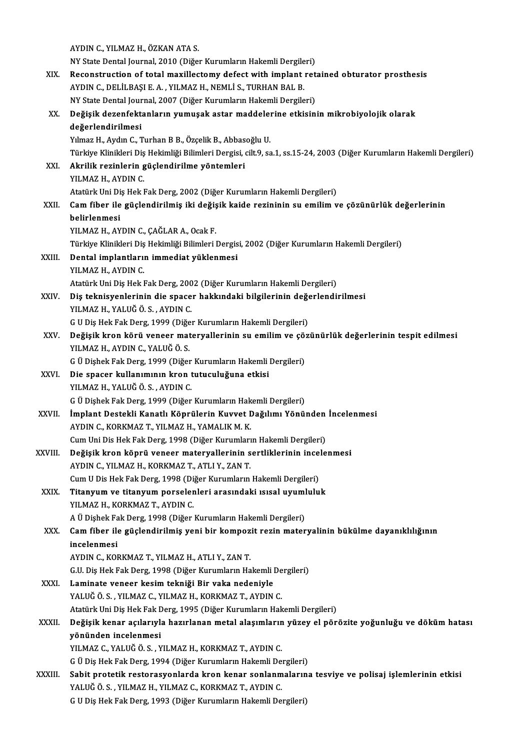AYDIN C., YILMAZ H., ÖZKAN ATA S.
NY State Dental Journal, 2010 (Diğer Kurumların Hakemli Dergileri)

XIX. **Reconstruction of total maxillectomy defect with implant retained obturator prosthesis**
AYDIN C., DELİLBAŞI E. A. , YILMAZ H., NEMLİ S., TURHAN BAL B.
NY State Dental Journal, 2007 (Diğer Kurumların Hakemli Dergileri)

XX. **Değişik dezenfektanların yumuşak astar maddelerine etkisinin mikrobiyolojik olarak değerlendirilmesi**
Yılmaz H., Aydın C., Turhan B B., Özçelik B., Abbasoğlu U.
Türkiye Klinikleri Diş Hekimliği Bilimleri Dergisi, cilt.9, sa.1, ss.15-24, 2003 (Diğer Kurumların Hakemli Dergileri)

XXI. **Akrilik rezinlerin güçlendirilme yöntemleri**
YILMAZ H., AYDIN C.
Atatürk Uni Diş Hek Fak Derg, 2002 (Diğer Kurumların Hakemli Dergileri)

XXII. **Cam fiber ile güçlendirilmiş iki değişik kaide rezininin su emilim ve çözünürlük değerlerinin belirlenmesi**
YILMAZ H., AYDIN C., ÇAĞLAR A., Ocak F.
Türkiye Klinikleri Diş Hekimliği Bilimleri Dergisi, 2002 (Diğer Kurumların Hakemli Dergileri)

XXIII. **Dental implantların immediat yüklenmesi**
YILMAZ H., AYDIN C.
Atatürk Uni Diş Hek Fak Derg, 2002 (Diğer Kurumların Hakemli Dergileri)

XXIV. **Diş teknisyenlerinin die spacer hakkındaki bilgilerinin değerlendirilmesi**
YILMAZ H., YALUĞ Ö. S. , AYDIN C.
G U Diş Hek Fak Derg, 1999 (Diğer Kurumların Hakemli Dergileri)

XXV. **Değişik kron körü veneer materyallerinin su emilim ve çözünürlük değerlerinin tespit edilmesi**
YILMAZ H., AYDIN C., YALUĞ Ö. S.
G Ü Dişhek Fak Derg, 1999 (Diğer Kurumların Hakemli Dergileri)

XXVI. **Die spacer kullanımının kron tutuculuğuna etkisi**
YILMAZ H., YALUĞ Ö. S. , AYDIN C.
G Ü Dişhek Fak Derg, 1999 (Diğer Kurumların Hakemli Dergileri)

XXVII. **İmplant Destekli Kanatlı Köprülerin Kuvvet Dağılımı Yönünden İncelenmesi**
AYDIN C., KORKMAZ T., YILMAZ H., YAMALIK M. K.
Cum Uni Dis Hek Fak Derg, 1998 (Diğer Kurumların Hakemli Dergileri)

XXVIII. **Değişik kron köprü veneer materyallerinin sertliklerinin incelenmesi**
AYDIN C., YILMAZ H., KORKMAZ T., ATLI Y., ZAN T.
Cum U Dis Hek Fak Derg, 1998 (Diğer Kurumların Hakemli Dergileri)

XXIX. **Titanyum ve titanyum porselenleri arasındaki ısısal uyumluluk**
YILMAZ H., KORKMAZ T., AYDIN C.
A Ü Dişhek Fak Derg, 1998 (Diğer Kurumların Hakemli Dergileri)

XXX. **Cam fiber ile güçlendirilmiş yeni bir kompozit rezin materyalinin bükülme dayanıklılığının incelenmesi**
AYDIN C., KORKMAZ T., YILMAZ H., ATLI Y., ZAN T.
G.U. Diş Hek Fak Derg, 1998 (Diğer Kurumların Hakemli Dergileri)

XXXI. **Laminate veneer kesim tekniği Bir vaka nedeniyle**
YALUĞ Ö. S. , YILMAZ C., YILMAZ H., KORKMAZ T., AYDIN C.
Atatürk Uni Diş Hek Fak Derg, 1995 (Diğer Kurumların Hakemli Dergileri)

XXXII. **Değişik kenar açılarıyla hazırlanan metal alaşımların yüzey el pörözite yoğunluğu ve döküm hatası yönünden incelenmesi**
YILMAZ C., YALUĞ Ö. S. , YILMAZ H., KORKMAZ T., AYDIN C.
G Ü Diş Hek Fak Derg, 1994 (Diğer Kurumların Hakemli Dergileri)

XXXIII. **Sabit protetik restorasyonlarda kron kenar sonlanmalarına tesviye ve polisaj işlemlerinin etkisi**
YALUĞ Ö. S. , YILMAZ H., YILMAZ C., KORKMAZ T., AYDIN C.
G U Diş Hek Fak Derg, 1993 (Diğer Kurumların Hakemli Dergileri)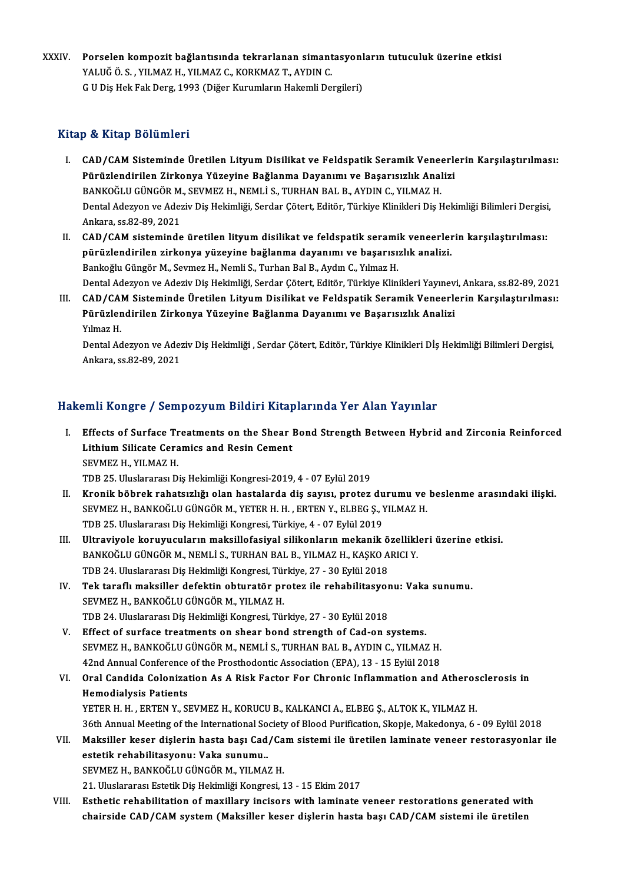XXXIV. **Porselen kompozit bağlantısında tekrarlanan simantasyonların tutuculuk üzerine etkisi**
YALUĞ Ö. S. , YILMAZ H., YILMAZ C., KORKMAZ T., AYDIN C.
G U Diş Hek Fak Derg, 1993 (Diğer Kurumların Hakemli Dergileri)

## Kitap & Kitap Bölümleri

I. **CAD/CAM Sisteminde Üretilen Lityum Disilikat ve Feldspatik Seramik Veneerlerin Karşılaştırılması: Pürüzlendirilen Zirkonya Yüzeyine Bağlanma Dayanımı ve Başarısızlık Analizi**
BANKOĞLU GÜNGÖR M., SEVMEZ H., NEMLİ S., TURHAN BAL B., AYDIN C., YILMAZ H.
Dental Adezyon ve Adeziv Diş Hekimliği, Serdar Çötert, Editör, Türkiye Klinikleri Diş Hekimliği Bilimleri Dergisi, Ankara, ss.82-89, 2021

II. **CAD/CAM sisteminde üretilen lityum disilikat ve feldspatik seramik veneerlerin karşılaştırılması: pürüzlendirilen zirkonya yüzeyine bağlanma dayanımı ve başarısızlık analizi.**
Bankoğlu Güngör M., Sevmez H., Nemli S., Turhan Bal B., Aydın C., Yılmaz H.
Dental Adezyon ve Adeziv Diş Hekimliği, Serdar Çötert, Editör, Türkiye Klinikleri Yayınevi, Ankara, ss.82-89, 2021

III. **CAD/CAM Sisteminde Üretilen Lityum Disilikat ve Feldspatik Seramik Veneerlerin Karşılaştırılması: Pürüzlendirilen Zirkonya Yüzeyine Bağlanma Dayanımı ve Başarısızlık Analizi**
Yılmaz H.
Dental Adezyon ve Adeziv Diş Hekimliği , Serdar Çötert, Editör, Türkiye Klinikleri Dİş Hekimliği Bilimleri Dergisi, Ankara, ss.82-89, 2021

## Hakemli Kongre / Sempozyum Bildiri Kitaplarında Yer Alan Yayınlar

I. **Effects of Surface Treatments on the Shear Bond Strength Between Hybrid and Zirconia Reinforced Lithium Silicate Ceramics and Resin Cement**
SEVMEZ H., YILMAZ H.
TDB 25. Uluslararası Diş Hekimliği Kongresi-2019, 4 - 07 Eylül 2019

II. **Kronik böbrek rahatsızlığı olan hastalarda diş sayısı, protez durumu ve beslenme arasındaki ilişki.**
SEVMEZ H., BANKOĞLU GÜNGÖR M., YETER H. H. , ERTEN Y., ELBEG Ş., YILMAZ H.
TDB 25. Uluslararası Diş Hekimliği Kongresi, Türkiye, 4 - 07 Eylül 2019

III. **Ultraviyole koruyucuların maksillofasiyal silikonların mekanik özellikleri üzerine etkisi.**
BANKOĞLU GÜNGÖR M., NEMLİ S., TURHAN BAL B., YILMAZ H., KAŞKO ARICI Y.
TDB 24. Uluslararası Diş Hekimliği Kongresi, Türkiye, 27 - 30 Eylül 2018

IV. **Tek taraflı maksiller defektin obturatör protez ile rehabilitasyonu: Vaka sunumu.**
SEVMEZ H., BANKOĞLU GÜNGÖR M., YILMAZ H.
TDB 24. Uluslararası Diş Hekimliği Kongresi, Türkiye, 27 - 30 Eylül 2018

V. **Effect of surface treatments on shear bond strength of Cad-on systems.**
SEVMEZ H., BANKOĞLU GÜNGÖR M., NEMLİ S., TURHAN BAL B., AYDIN C., YILMAZ H.
42nd Annual Conference of the Prosthodontic Association (EPA), 13 - 15 Eylül 2018

VI. **Oral Candida Colonization As A Risk Factor For Chronic Inflammation and Atherosclerosis in Hemodialysis Patients**
YETER H. H. , ERTEN Y., SEVMEZ H., KORUCU B., KALKANCI A., ELBEG Ş., ALTOK K., YILMAZ H.
36th Annual Meeting of the International Society of Blood Purification, Skopje, Makedonya, 6 - 09 Eylül 2018

VII. **Maksiller keser dişlerin hasta başı Cad/Cam sistemi ile üretilen laminate veneer restorasyonlar ile estetik rehabilitasyonu: Vaka sunumu..**
SEVMEZ H., BANKOĞLU GÜNGÖR M., YILMAZ H.
21. Uluslararası Estetik Diş Hekimliği Kongresi, 13 - 15 Ekim 2017

VIII. **Esthetic rehabilitation of maxillary incisors with laminate veneer restorations generated with chairside CAD/CAM system (Maksiller keser dişlerin hasta başı CAD/CAM sistemi ile üretilen**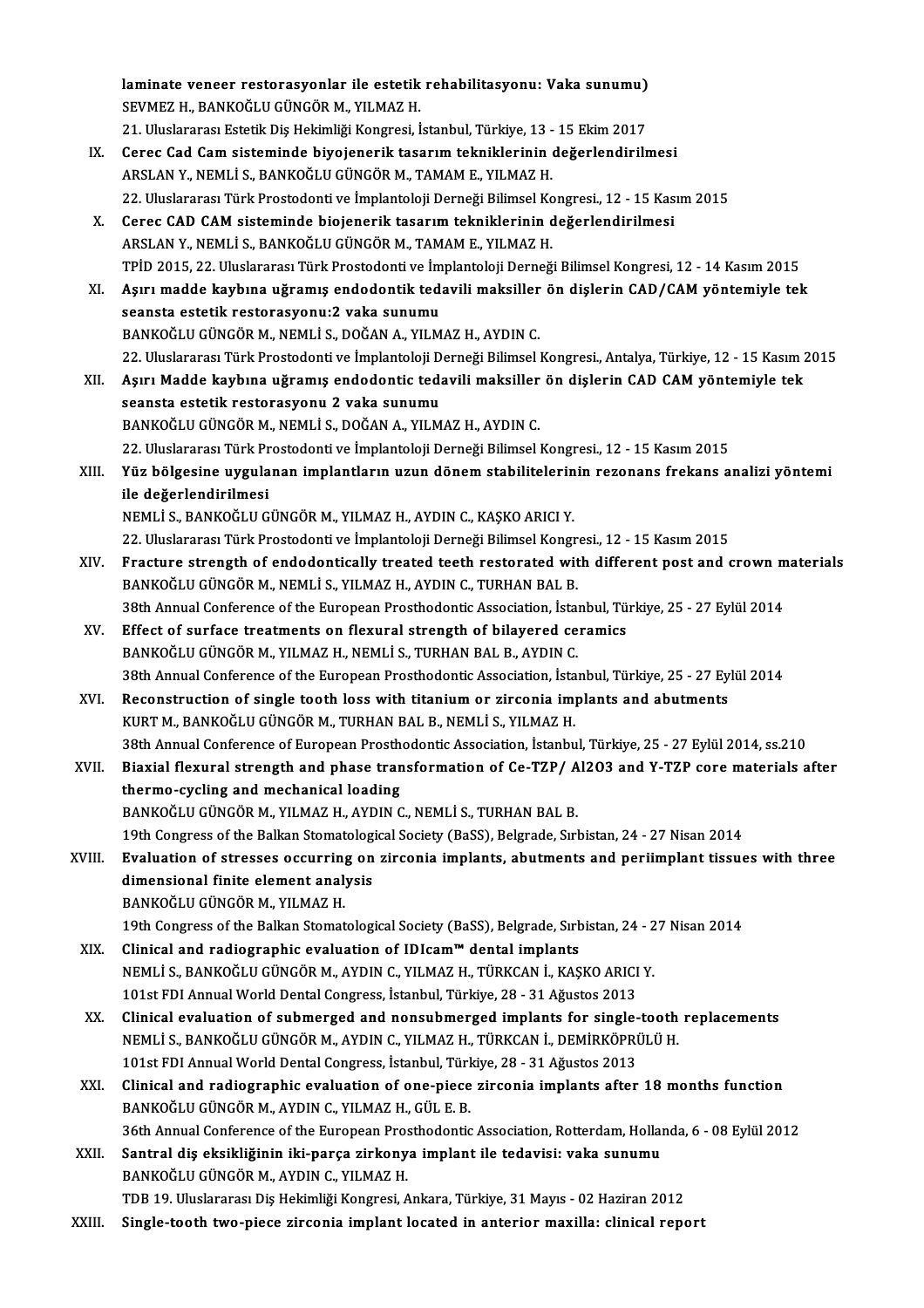laminate veneer restorasyonlar ile estetik rehabilitasyonu: Vaka sunumu)
SEVMEZ H., BANKOĞLU GÜNGÖR M., YILMAZ H.
21. Uluslararası Estetik Diş Hekimliği Kongresi, İstanbul, Türkiye, 13 - 15 Ekim 2017

IX. **Cerec Cad Cam sisteminde biyojenerik tasarım tekniklerinin değerlendirilmesi**
ARSLAN Y., NEMLİ S., BANKOĞLU GÜNGÖR M., TAMAM E., YILMAZ H.
22. Uluslararası Türk Prostodonti ve İmplantoloji Derneği Bilimsel Kongresi., 12 - 15 Kasım 2015

X. **Cerec CAD CAM sisteminde biojenerik tasarım tekniklerinin değerlendirilmesi**
ARSLAN Y., NEMLİ S., BANKOĞLU GÜNGÖR M., TAMAM E., YILMAZ H.
TPİD 2015, 22. Uluslararası Türk Prostodonti ve İmplantoloji Derneği Bilimsel Kongresi, 12 - 14 Kasım 2015

XI. **Aşırı madde kaybına uğramış endodontik tedavili maksiller ön dişlerin CAD/CAM yöntemiyle tek seansta estetik restorasyonu:2 vaka sunumu**
BANKOĞLU GÜNGÖR M., NEMLİ S., DOĞAN A., YILMAZ H., AYDIN C.
22. Uluslararası Türk Prostodonti ve İmplantoloji Derneği Bilimsel Kongresi., Antalya, Türkiye, 12 - 15 Kasım 2015

XII. **Aşırı Madde kaybına uğramış endodontic tedavili maksiller ön dişlerin CAD CAM yöntemiyle tek seansta estetik restorasyonu 2 vaka sunumu**
BANKOĞLU GÜNGÖR M., NEMLİ S., DOĞAN A., YILMAZ H., AYDIN C.
22. Uluslararası Türk Prostodonti ve İmplantoloji Derneği Bilimsel Kongresi., 12 - 15 Kasım 2015

XIII. **Yüz bölgesine uygulanan implantların uzun dönem stabilitelerinin rezonans frekans analizi yöntemi ile değerlendirilmesi**
NEMLİ S., BANKOĞLU GÜNGÖR M., YILMAZ H., AYDIN C., KAŞKO ARICI Y.
22. Uluslararası Türk Prostodonti ve İmplantoloji Derneği Bilimsel Kongresi., 12 - 15 Kasım 2015

XIV. **Fracture strength of endodontically treated teeth restorated with different post and crown materials**
BANKOĞLU GÜNGÖR M., NEMLİ S., YILMAZ H., AYDIN C., TURHAN BAL B.
38th Annual Conference of the European Prosthodontic Association, İstanbul, Türkiye, 25 - 27 Eylül 2014

XV. **Effect of surface treatments on flexural strength of bilayered ceramics**
BANKOĞLU GÜNGÖR M., YILMAZ H., NEMLİ S., TURHAN BAL B., AYDIN C.
38th Annual Conference of the European Prosthodontic Association, İstanbul, Türkiye, 25 - 27 Eylül 2014

XVI. **Reconstruction of single tooth loss with titanium or zirconia implants and abutments**
KURT M., BANKOĞLU GÜNGÖR M., TURHAN BAL B., NEMLİ S., YILMAZ H.
38th Annual Conference of European Prosthodontic Association, İstanbul, Türkiye, 25 - 27 Eylül 2014, ss.210

XVII. **Biaxial flexural strength and phase transformation of Ce-TZP/ Al2O3 and Y-TZP core materials after thermo-cycling and mechanical loading**
BANKOĞLU GÜNGÖR M., YILMAZ H., AYDIN C., NEMLİ S., TURHAN BAL B.
19th Congress of the Balkan Stomatological Society (BaSS), Belgrade, Sırbistan, 24 - 27 Nisan 2014

XVIII. **Evaluation of stresses occurring on zirconia implants, abutments and periimplant tissues with three dimensional finite element analysis**
BANKOĞLU GÜNGÖR M., YILMAZ H.
19th Congress of the Balkan Stomatological Society (BaSS), Belgrade, Sırbistan, 24 - 27 Nisan 2014

XIX. **Clinical and radiographic evaluation of IDIcam™ dental implants**
NEMLİ S., BANKOĞLU GÜNGÖR M., AYDIN C., YILMAZ H., TÜRKCAN İ., KAŞKO ARICI Y.
101st FDI Annual World Dental Congress, İstanbul, Türkiye, 28 - 31 Ağustos 2013

XX. **Clinical evaluation of submerged and nonsubmerged implants for single-tooth replacements**
NEMLİ S., BANKOĞLU GÜNGÖR M., AYDIN C., YILMAZ H., TÜRKCAN İ., DEMİRKÖPRÜLÜ H.
101st FDI Annual World Dental Congress, İstanbul, Türkiye, 28 - 31 Ağustos 2013

XXI. **Clinical and radiographic evaluation of one-piece zirconia implants after 18 months function**
BANKOĞLU GÜNGÖR M., AYDIN C., YILMAZ H., GÜL E. B.
36th Annual Conference of the European Prosthodontic Association, Rotterdam, Hollanda, 6 - 08 Eylül 2012

XXII. **Santral diş eksikliğinin iki-parça zirkonya implant ile tedavisi: vaka sunumu**
BANKOĞLU GÜNGÖR M., AYDIN C., YILMAZ H.
TDB 19. Uluslararası Diş Hekimliği Kongresi, Ankara, Türkiye, 31 Mayıs - 02 Haziran 2012

XXIII. **Single-tooth two-piece zirconia implant located in anterior maxilla: clinical report**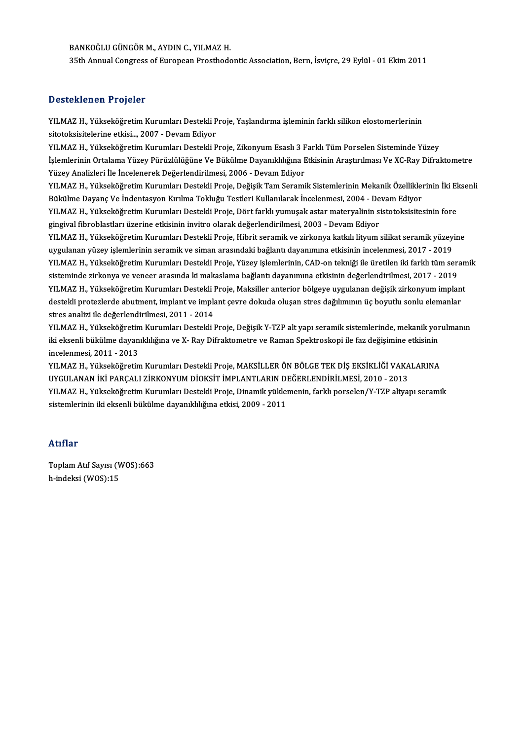BANKOĞLU GÜNGÖR M., AYDIN C., YILMAZ H.
35th Annual Congress of European Prosthodontic Association, Bern, İsviçre, 29 Eylül - 01 Ekim 2011

## Desteklenen Projeler

YILMAZ H., Yükseköğretim Kurumları Destekli Proje, Yaşlandırma işleminin farklı silikon elostomerlerinin sitotoksisitelerine etkisi..., 2007 - Devam Ediyor

YILMAZ H., Yükseköğretim Kurumları Destekli Proje, Zikonyum Esaslı 3 Farklı Tüm Porselen Sisteminde Yüzey İşlemlerinin Ortalama Yüzey Pürüzlülüğüne Ve Bükülme Dayanıklılığına Etkisinin Araştırılması Ve XC-Ray Difraktometre Yüzey Analizleri İle İncelenerek Değerlendirilmesi, 2006 - Devam Ediyor

YILMAZ H., Yükseköğretim Kurumları Destekli Proje, Değişik Tam Seramik Sistemlerinin Mekanik Özelliklerinin İki Eksenli Bükülme Dayanç Ve İndentasyon Kırılma Tokluğu Testleri Kullanılarak İncelenmesi, 2004 - Devam Ediyor

YILMAZ H., Yükseköğretim Kurumları Destekli Proje, Dört farklı yumuşak astar materyalinin sistotoksisitesinin fore gingival fibroblastları üzerine etkisinin invitro olarak değerlendirilmesi, 2003 - Devam Ediyor

YILMAZ H., Yükseköğretim Kurumları Destekli Proje, Hibrit seramik ve zirkonya katkılı lityum silikat seramik yüzeyine uygulanan yüzey işlemlerinin seramik ve siman arasındaki bağlantı dayanımına etkisinin incelenmesi, 2017 - 2019

YILMAZ H., Yükseköğretim Kurumları Destekli Proje, Yüzey işlemlerinin, CAD-on tekniği ile üretilen iki farklı tüm seramik sisteminde zirkonya ve veneer arasında ki makaslama bağlantı dayanımına etkisinin değerlendirilmesi, 2017 - 2019

YILMAZ H., Yükseköğretim Kurumları Destekli Proje, Maksiller anterior bölgeye uygulanan değişik zirkonyum implant destekli protezlerde abutment, implant ve implant çevre dokuda oluşan stres dağılımının üç boyutlu sonlu elemanlar stres analizi ile değerlendirilmesi, 2011 - 2014

YILMAZ H., Yükseköğretim Kurumları Destekli Proje, Değişik Y-TZP alt yapı seramik sistemlerinde, mekanik yorulmanın iki eksenli bükülme dayanıklılığına ve X- Ray Difraktometre ve Raman Spektroskopi ile faz değişimine etkisinin incelenmesi, 2011 - 2013

YILMAZ H., Yükseköğretim Kurumları Destekli Proje, MAKSİLLER ÖN BÖLGE TEK DİŞ EKSİKLİĞİ VAKALARINA UYGULANAN İKİ PARÇALI ZİRKONYUM DİOKSİT İMPLANTLARIN DEĞERLENDİRİLMESİ, 2010 - 2013

YILMAZ H., Yükseköğretim Kurumları Destekli Proje, Dinamik yüklemenin, farklı porselen/Y-TZP altyapı seramik sistemlerinin iki eksenli bükülme dayanıklılığına etkisi, 2009 - 2011

## Atıflar

Toplam Atıf Sayısı (WOS):663
h-indeksi (WOS):15